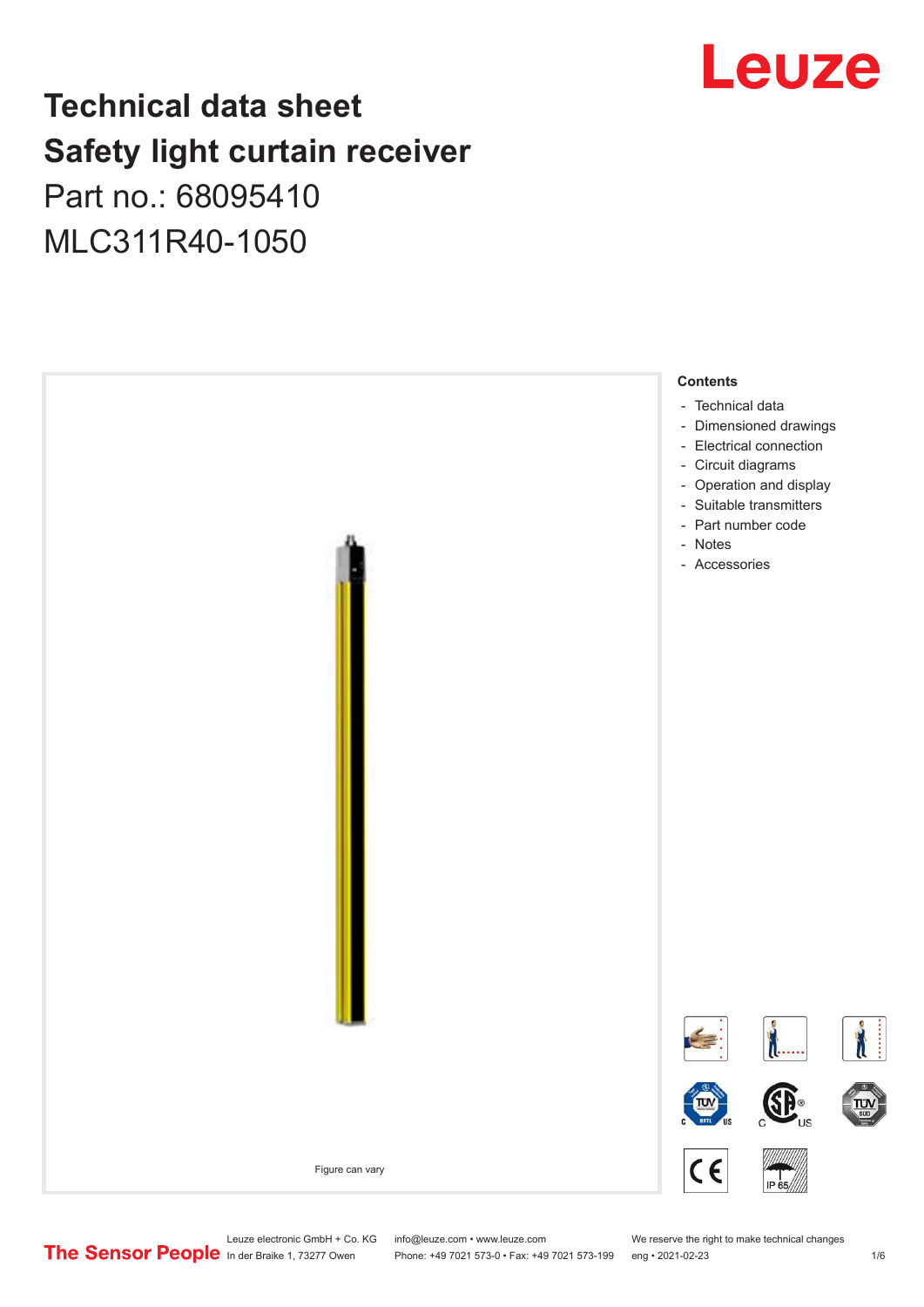# Technical data sheet
# Safety light curtain receiver
## Part no.: 68095410
## MLC311R40-1050

Figure can vary

**Contents**

- Technical data
- Dimensioned drawings
- Electrical connection
- Circuit diagrams
- Operation and display
- Suitable transmitters
- Part number code
- Notes
- Accessories

Leuze electronic GmbH + Co. KG
In der Braike 1, 73277 Owen

info@leuze.com • www.leuze.com
Phone: +49 7021 573-0 • Fax: +49 7021 573-199

We reserve the right to make technical changes
eng • 2021-02-23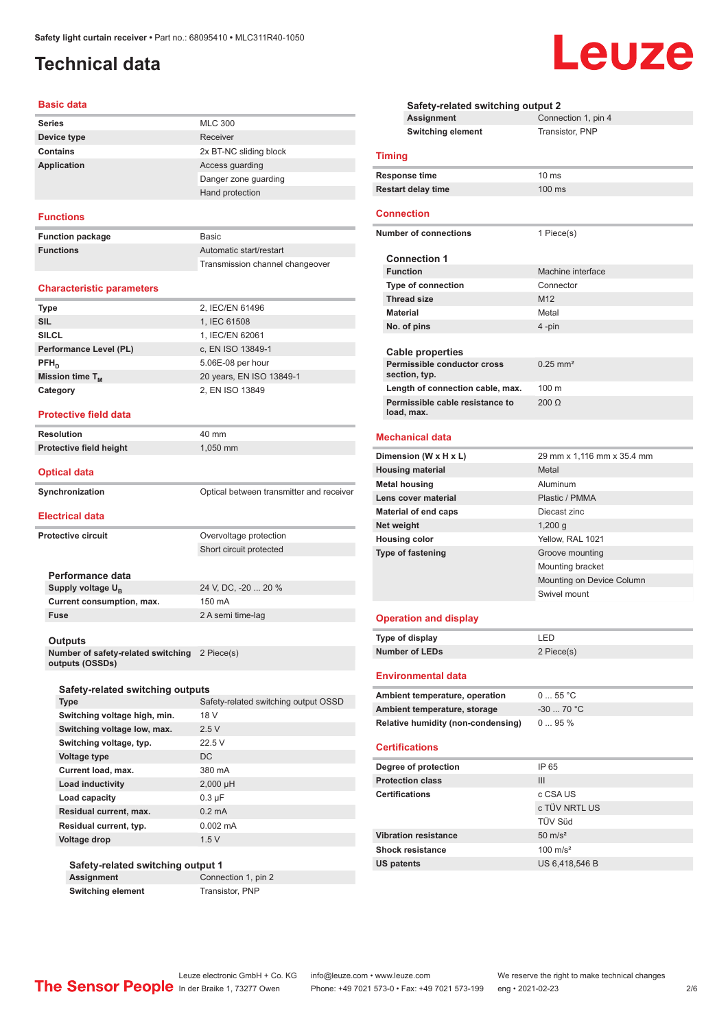# Technical data

## Basic data

| | |
|---|---|
| Series | MLC 300 |
| Device type | Receiver |
| Contains | 2x BT-NC sliding block |
| Application | Access guarding |
| | Danger zone guarding |
| | Hand protection |

## Functions

| | |
|---|---|
| Function package | Basic |
| Functions | Automatic start/restart |
| | Transmission channel changeover |

## Characteristic parameters

| | |
|---|---|
| Type | 2, IEC/EN 61496 |
| SIL | 1, IEC 61508 |
| SILCL | 1, IEC/EN 62061 |
| Performance Level (PL) | c, EN ISO 13849-1 |
| $PFH_D$ | 5.06E-08 per hour |
| Mission time $T_M$ | 20 years, EN ISO 13849-1 |
| Category | 2, EN ISO 13849 |

## Protective field data

| | |
|---|---|
| Resolution | 40 mm |
| Protective field height | 1,050 mm |

## Optical data

| | |
|---|---|
| Synchronization | Optical between transmitter and receiver |

## Electrical data

| | |
|---|---|
| Protective circuit | Overvoltage protection |
| | Short circuit protected |

### Performance data

| | |
|---|---|
| Supply voltage $U_B$ | 24 V, DC, -20 ... 20 % |
| Current consumption, max. | 150 mA |
| Fuse | 2 A semi time-lag |

### Outputs

| | |
|---|---|
| Number of safety-related switching outputs (OSSDs) | 2 Piece(s) |

### Safety-related switching outputs

| | |
|---|---|
| Type | Safety-related switching output OSSD |
| Switching voltage high, min. | 18 V |
| Switching voltage low, max. | 2.5 V |
| Switching voltage, typ. | 22.5 V |
| Voltage type | DC |
| Current load, max. | 380 mA |
| Load inductivity | 2,000 µH |
| Load capacity | 0.3 µF |
| Residual current, max. | 0.2 mA |
| Residual current, typ. | 0.002 mA |
| Voltage drop | 1.5 V |

### Safety-related switching output 1

| | |
|---|---|
| Assignment | Connection 1, pin 2 |
| Switching element | Transistor, PNP |

### Safety-related switching output 2

| | |
|---|---|
| Assignment | Connection 1, pin 4 |
| Switching element | Transistor, PNP |

## Timing

| | |
|---|---|
| Response time | 10 ms |
| Restart delay time | 100 ms |

## Connection

| | |
|---|---|
| Number of connections | 1 Piece(s) |

### Connection 1

| | |
|---|---|
| Function | Machine interface |
| Type of connection | Connector |
| Thread size | M12 |
| Material | Metal |
| No. of pins | 4 -pin |

### Cable properties

| | |
|---|---|
| Permissible conductor cross section, typ. | 0.25 mm² |
| Length of connection cable, max. | 100 m |
| Permissible cable resistance to load, max. | 200 Ω |

## Mechanical data

| | |
|---|---|
| Dimension (W x H x L) | 29 mm x 1,116 mm x 35.4 mm |
| Housing material | Metal |
| Metal housing | Aluminum |
| Lens cover material | Plastic / PMMA |
| Material of end caps | Diecast zinc |
| Net weight | 1,200 g |
| Housing color | Yellow, RAL 1021 |
| Type of fastening | Groove mounting |
| | Mounting bracket |
| | Mounting on Device Column |
| | Swivel mount |

## Operation and display

| | |
|---|---|
| Type of display | LED |
| Number of LEDs | 2 Piece(s) |

## Environmental data

| | |
|---|---|
| Ambient temperature, operation | 0 ... 55 °C |
| Ambient temperature, storage | -30 ... 70 °C |
| Relative humidity (non-condensing) | 0 ... 95 % |

## Certifications

| | |
|---|---|
| Degree of protection | IP 65 |
| Protection class | III |
| Certifications | c CSA US |
| | c TÜV NRTL US |
| | TÜV Süd |
| Vibration resistance | 50 m/s² |
| Shock resistance | 100 m/s² |
| US patents | US 6,418,546 B |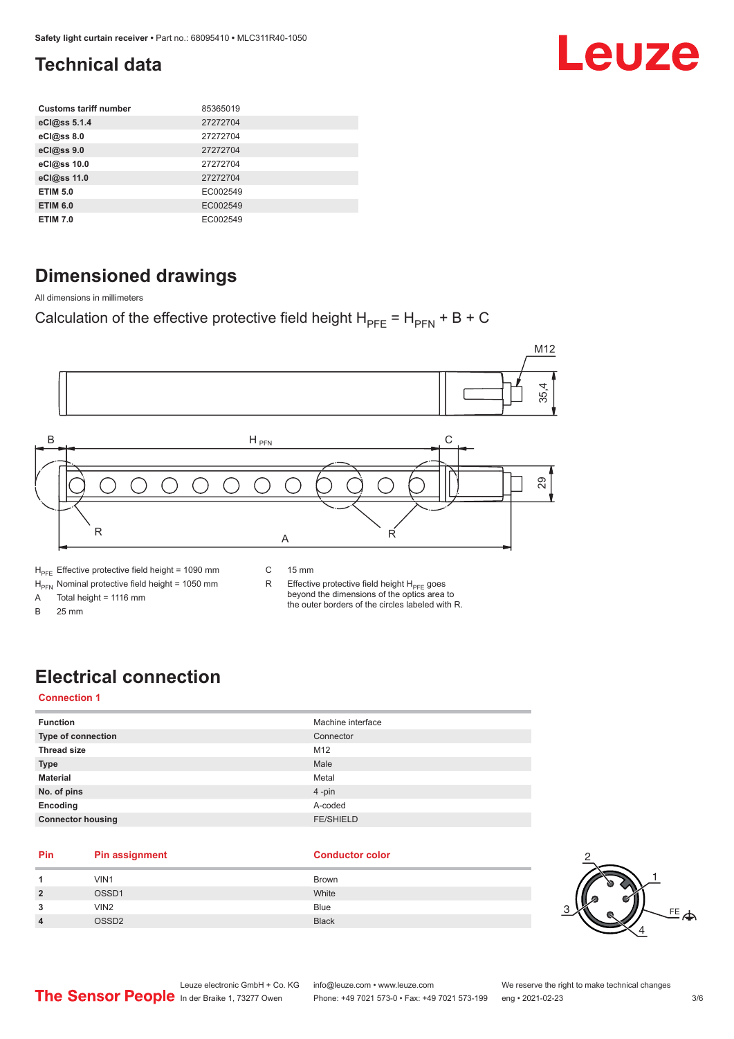# Technical data

| Customs tariff number | 85365019 |
|---|---|
| eCl@ss 5.1.4 | 27272704 |
| eCl@ss 8.0 | 27272704 |
| eCl@ss 9.0 | 27272704 |
| eCl@ss 10.0 | 27272704 |
| eCl@ss 11.0 | 27272704 |
| ETIM 5.0 | EC002549 |
| ETIM 6.0 | EC002549 |
| ETIM 7.0 | EC002549 |

# Dimensioned drawings

All dimensions in millimeters

Calculation of the effective protective field height $H_{PFE} = H_{PFN} + B + C$

$H_{PFE}$ Effective protective field height = 1090 mm

$H_{PFN}$ Nominal protective field height = 1050 mm

A Total height = 1116 mm

B 25 mm

C 15 mm

R Effective protective field height $H_{PFE}$ goes beyond the dimensions of the optics area to the outer borders of the circles labeled with R.

# Electrical connection

**Connection 1**

| Function | Machine interface |
|---|---|
| Type of connection | Connector |
| Thread size | M12 |
| Type | Male |
| Material | Metal |
| No. of pins | 4 -pin |
| Encoding | A-coded |
| Connector housing | FE/SHIELD |

| Pin | Pin assignment | Conductor color |
|---|---|---|
| 1 | VIN1 | Brown |
| 2 | OSSD1 | White |
| 3 | VIN2 | Blue |
| 4 | OSSD2 | Black |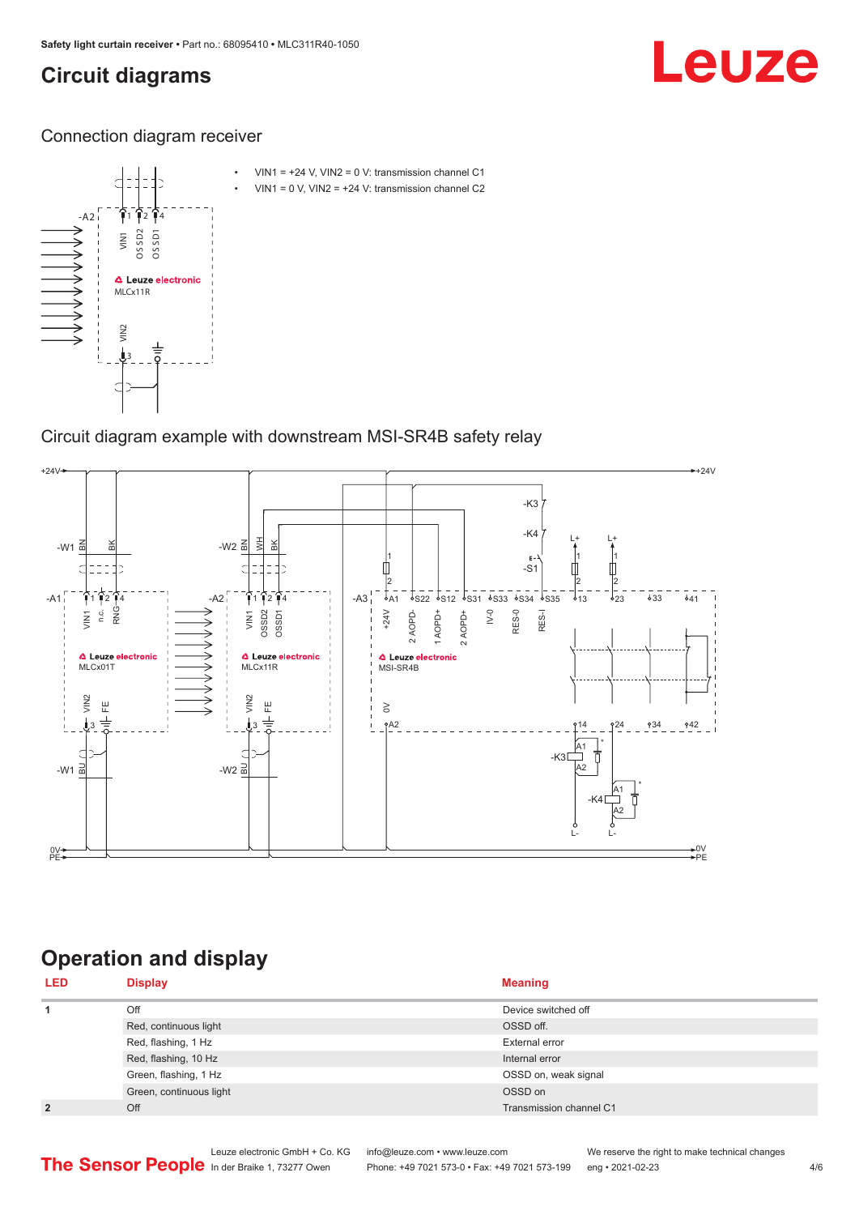# Circuit diagrams

## Connection diagram receiver

- VIN1 = +24 V, VIN2 = 0 V: transmission channel C1
- VIN1 = 0 V, VIN2 = +24 V: transmission channel C2

## Circuit diagram example with downstream MSI-SR4B safety relay

# Operation and display

| LED | Display | Meaning |
|---|---|---|
| 1 | Off | Device switched off |
| | Red, continuous light | OSSD off. |
| | Red, flashing, 1 Hz | External error |
| | Red, flashing, 10 Hz | Internal error |
| | Green, flashing, 1 Hz | OSSD on, weak signal |
| | Green, continuous light | OSSD on |
| 2 | Off | Transmission channel C1 |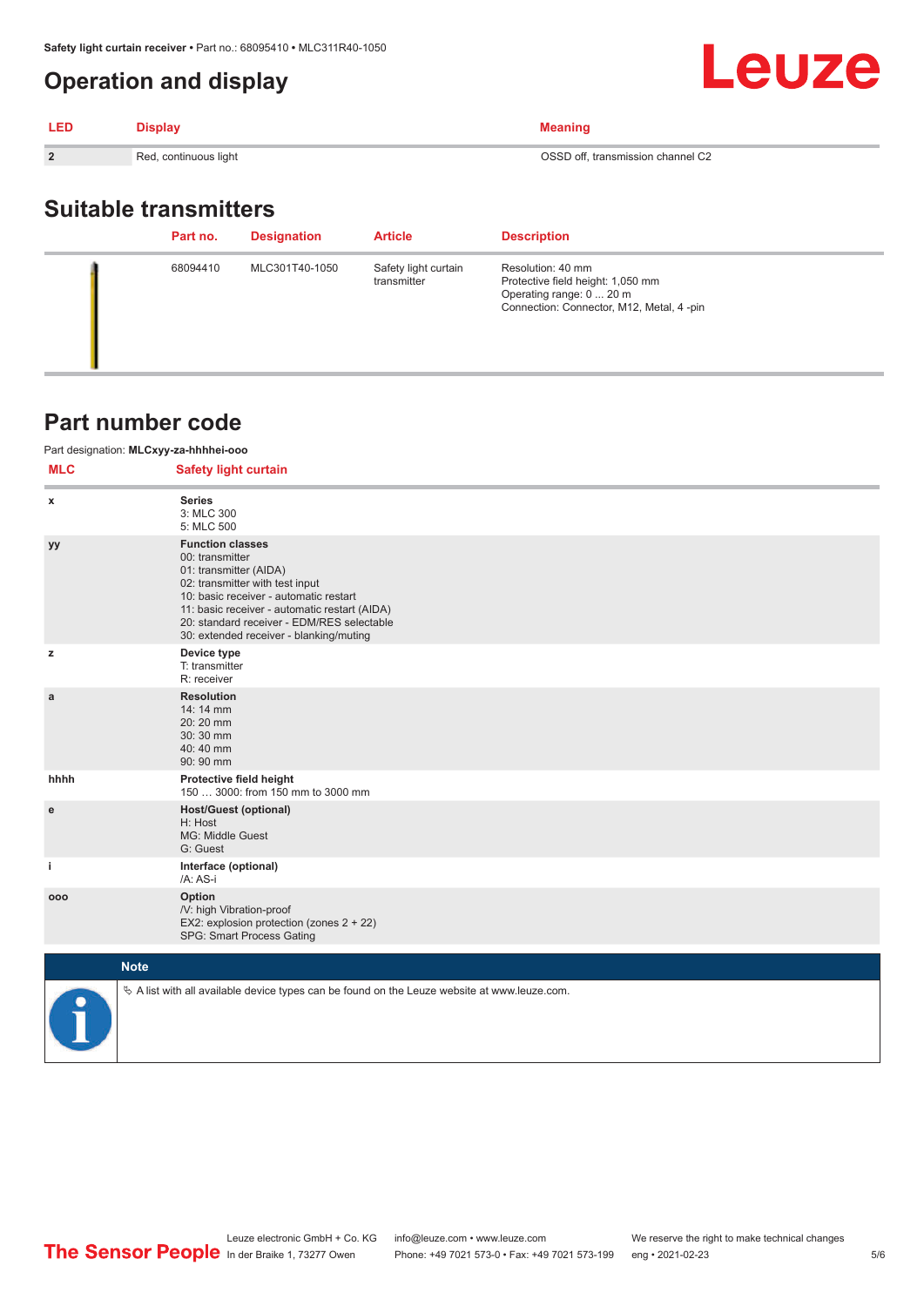## Operation and display

| LED | Display | Meaning |
|---|---|---|
| 2 | Red, continuous light | OSSD off, transmission channel C2 |

## Suitable transmitters

| | Part no. | Designation | Article | Description |
|---|---|---|---|---|
| | 68094410 | MLC301T40-1050 | Safety light curtain transmitter | Resolution: 40 mm<br>Protective field height: 1,050 mm<br>Operating range: 0 ... 20 m<br>Connection: Connector, M12, Metal, 4 -pin |

## Part number code

Part designation: **MLCxyy-za-hhhhei-ooo**

| MLC | Safety light curtain |
|---|---|
| x | **Series**<br>3: MLC 300<br>5: MLC 500 |
| yy | **Function classes**<br>00: transmitter<br>01: transmitter (AIDA)<br>02: transmitter with test input<br>10: basic receiver - automatic restart<br>11: basic receiver - automatic restart (AIDA)<br>20: standard receiver - EDM/RES selectable<br>30: extended receiver - blanking/muting |
| z | **Device type**<br>T: transmitter<br>R: receiver |
| a | **Resolution**<br>14: 14 mm<br>20: 20 mm<br>30: 30 mm<br>40: 40 mm<br>90: 90 mm |
| hhhh | **Protective field height**<br>150 … 3000: from 150 mm to 3000 mm |
| e | **Host/Guest (optional)**<br>H: Host<br>MG: Middle Guest<br>G: Guest |
| i | **Interface (optional)**<br>/A: AS-i |
| ooo | **Option**<br>/V: high Vibration-proof<br>EX2: explosion protection (zones 2 + 22)<br>SPG: Smart Process Gating |

**Note**

✎ A list with all available device types can be found on the Leuze website at www.leuze.com.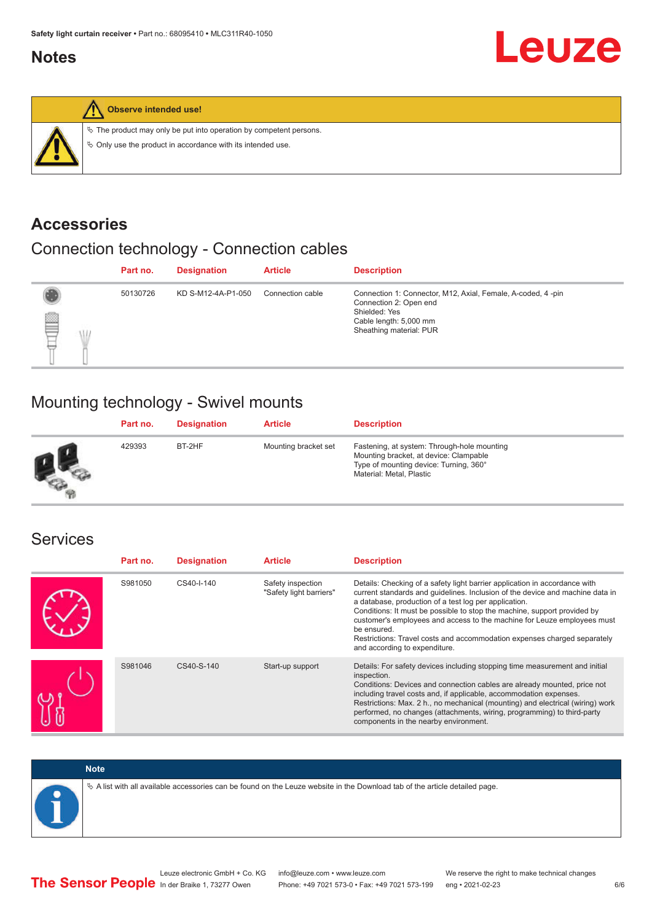## Notes

**Observe intended use!**

- ✎ The product may only be put into operation by competent persons.
- ✎ Only use the product in accordance with its intended use.

# Accessories

## Connection technology - Connection cables

| | Part no. | Designation | Article | Description |
|---|---|---|---|---|
| | 50130726 | KD S-M12-4A-P1-050 | Connection cable | Connection 1: Connector, M12, Axial, Female, A-coded, 4 -pin<br>Connection 2: Open end<br>Shielded: Yes<br>Cable length: 5,000 mm<br>Sheathing material: PUR |

## Mounting technology - Swivel mounts

| | Part no. | Designation | Article | Description |
|---|---|---|---|---|
| | 429393 | BT-2HF | Mounting bracket set | Fastening, at system: Through-hole mounting<br>Mounting bracket, at device: Clampable<br>Type of mounting device: Turning, 360°<br>Material: Metal, Plastic |

## Services

| | Part no. | Designation | Article | Description |
|---|---|---|---|---|
| | S981050 | CS40-I-140 | Safety inspection "Safety light barriers" | Details: Checking of a safety light barrier application in accordance with current standards and guidelines. Inclusion of the device and machine data in a database, production of a test log per application.<br>Conditions: It must be possible to stop the machine, support provided by customer's employees and access to the machine for Leuze employees must be ensured.<br>Restrictions: Travel costs and accommodation expenses charged separately and according to expenditure. |
| | S981046 | CS40-S-140 | Start-up support | Details: For safety devices including stopping time measurement and initial inspection.<br>Conditions: Devices and connection cables are already mounted, price not including travel costs and, if applicable, accommodation expenses.<br>Restrictions: Max. 2 h., no mechanical (mounting) and electrical (wiring) work performed, no changes (attachments, wiring, programming) to third-party components in the nearby environment. |

**Note**

- ✎ A list with all available accessories can be found on the Leuze website in the Download tab of the article detailed page.